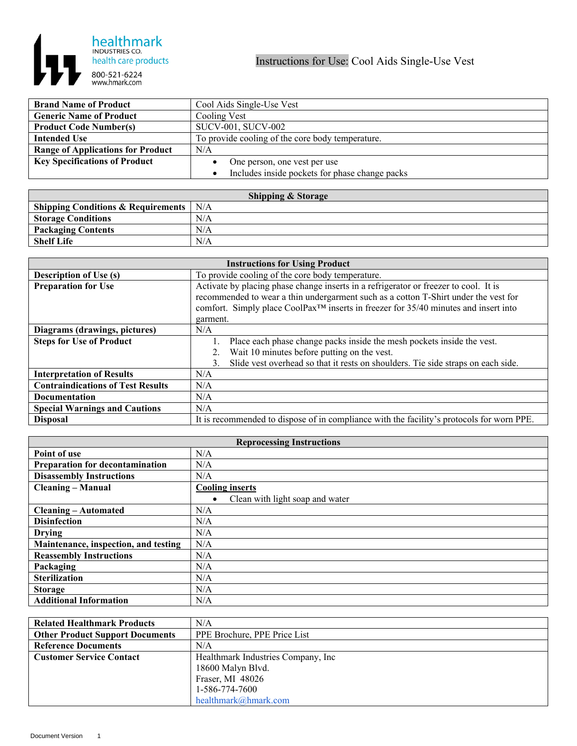healthmark
INDUSTRIES CO.
health care products
800-521-6224
www.hmark.com

# Instructions for Use: Cool Aids Single-Use Vest

| | |
|---|---|
| **Brand Name of Product** | Cool Aids Single-Use Vest |
| **Generic Name of Product** | Cooling Vest |
| **Product Code Number(s)** | SUCV-001, SUCV-002 |
| **Intended Use** | To provide cooling of the core body temperature. |
| **Range of Applications for Product** | N/A |
| **Key Specifications of Product** | • One person, one vest per use<br>• Includes inside pockets for phase change packs |

| **Shipping & Storage** | |
|---|---|
| **Shipping Conditions & Requirements** | N/A |
| **Storage Conditions** | N/A |
| **Packaging Contents** | N/A |
| **Shelf Life** | N/A |

| **Instructions for Using Product** | |
|---|---|
| **Description of Use (s)** | To provide cooling of the core body temperature. |
| **Preparation for Use** | Activate by placing phase change inserts in a refrigerator or freezer to cool. It is recommended to wear a thin undergarment such as a cotton T-Shirt under the vest for comfort. Simply place CoolPax™ inserts in freezer for 35/40 minutes and insert into garment. |
| **Diagrams (drawings, pictures)** | N/A |
| **Steps for Use of Product** | 1. Place each phase change packs inside the mesh pockets inside the vest.<br>2. Wait 10 minutes before putting on the vest.<br>3. Slide vest overhead so that it rests on shoulders. Tie side straps on each side. |
| **Interpretation of Results** | N/A |
| **Contraindications of Test Results** | N/A |
| **Documentation** | N/A |
| **Special Warnings and Cautions** | N/A |
| **Disposal** | It is recommended to dispose of in compliance with the facility's protocols for worn PPE. |

| **Reprocessing Instructions** | |
|---|---|
| **Point of use** | N/A |
| **Preparation for decontamination** | N/A |
| **Disassembly Instructions** | N/A |
| **Cleaning – Manual** | **<u>Cooling inserts</u>**<br>• Clean with light soap and water |
| **Cleaning – Automated** | N/A |
| **Disinfection** | N/A |
| **Drying** | N/A |
| **Maintenance, inspection, and testing** | N/A |
| **Reassembly Instructions** | N/A |
| **Packaging** | N/A |
| **Sterilization** | N/A |
| **Storage** | N/A |
| **Additional Information** | N/A |

| | |
|---|---|
| **Related Healthmark Products** | N/A |
| **Other Product Support Documents** | PPE Brochure, PPE Price List |
| **Reference Documents** | N/A |
| **Customer Service Contact** | Healthmark Industries Company, Inc<br>18600 Malyn Blvd.<br>Fraser, MI 48026<br>1-586-774-7600<br>healthmark@hmark.com |

Document Version 1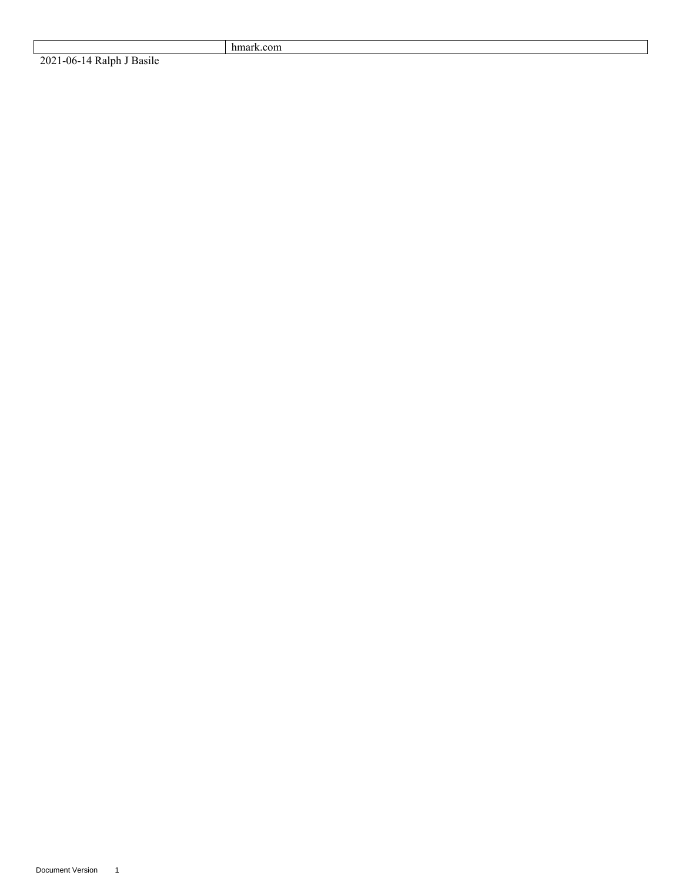| | |
|---|---|
| | hmark.com |

2021-06-14 Ralph J Basile

Document Version 1